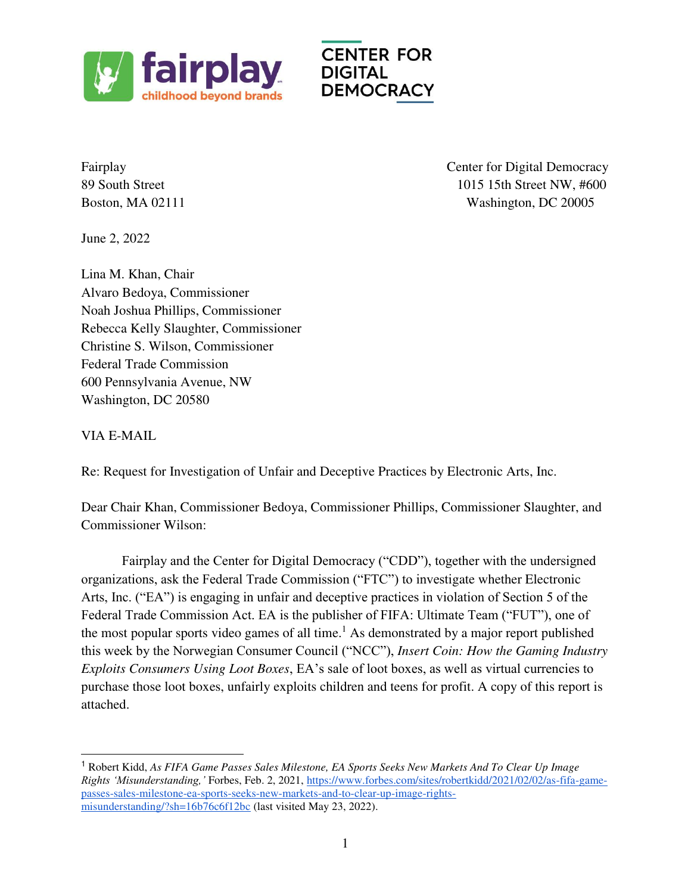Fairplay
89 South Street
Boston, MA 02111

Center for Digital Democracy
1015 15th Street NW, #600
Washington, DC 20005

June 2, 2022

Lina M. Khan, Chair
Alvaro Bedoya, Commissioner
Noah Joshua Phillips, Commissioner
Rebecca Kelly Slaughter, Commissioner
Christine S. Wilson, Commissioner
Federal Trade Commission
600 Pennsylvania Avenue, NW
Washington, DC 20580

VIA E-MAIL

Re: Request for Investigation of Unfair and Deceptive Practices by Electronic Arts, Inc.

Dear Chair Khan, Commissioner Bedoya, Commissioner Phillips, Commissioner Slaughter, and Commissioner Wilson:

Fairplay and the Center for Digital Democracy ("CDD"), together with the undersigned organizations, ask the Federal Trade Commission ("FTC") to investigate whether Electronic Arts, Inc. ("EA") is engaging in unfair and deceptive practices in violation of Section 5 of the Federal Trade Commission Act. EA is the publisher of FIFA: Ultimate Team ("FUT"), one of the most popular sports video games of all time.[1] As demonstrated by a major report published this week by the Norwegian Consumer Council ("NCC"), *Insert Coin: How the Gaming Industry Exploits Consumers Using Loot Boxes*, EA's sale of loot boxes, as well as virtual currencies to purchase those loot boxes, unfairly exploits children and teens for profit. A copy of this report is attached.

---

[1] Robert Kidd, *As FIFA Game Passes Sales Milestone, EA Sports Seeks New Markets And To Clear Up Image Rights 'Misunderstanding,'* Forbes, Feb. 2, 2021, https://www.forbes.com/sites/robertkidd/2021/02/02/as-fifa-game-passes-sales-milestone-ea-sports-seeks-new-markets-and-to-clear-up-image-rights-misunderstanding/?sh=16b76c6f12bc (last visited May 23, 2022).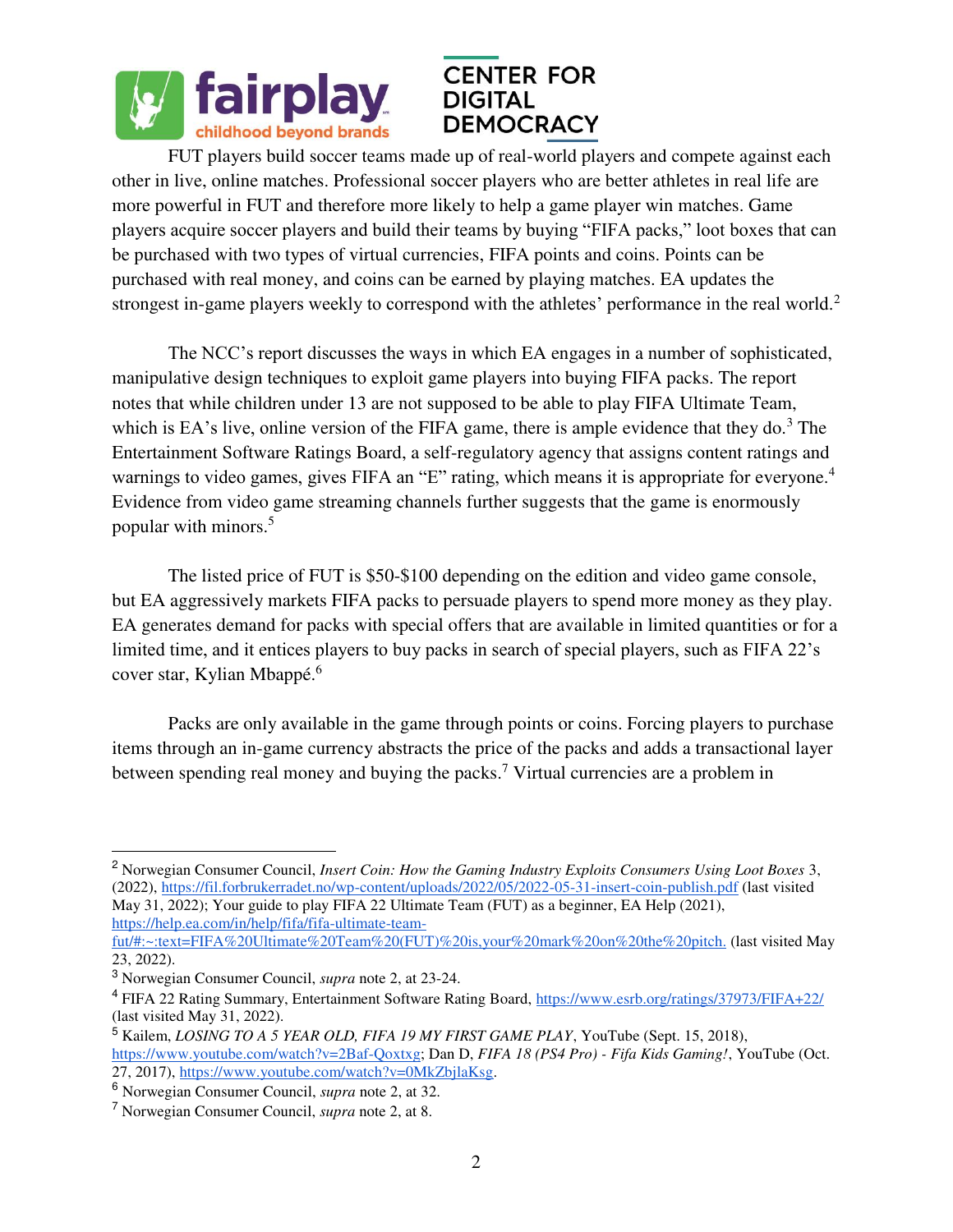FUT players build soccer teams made up of real-world players and compete against each other in live, online matches. Professional soccer players who are better athletes in real life are more powerful in FUT and therefore more likely to help a game player win matches. Game players acquire soccer players and build their teams by buying "FIFA packs," loot boxes that can be purchased with two types of virtual currencies, FIFA points and coins. Points can be purchased with real money, and coins can be earned by playing matches. EA updates the strongest in-game players weekly to correspond with the athletes' performance in the real world.[2]

The NCC's report discusses the ways in which EA engages in a number of sophisticated, manipulative design techniques to exploit game players into buying FIFA packs. The report notes that while children under 13 are not supposed to be able to play FIFA Ultimate Team, which is EA's live, online version of the FIFA game, there is ample evidence that they do.[3] The Entertainment Software Ratings Board, a self-regulatory agency that assigns content ratings and warnings to video games, gives FIFA an "E" rating, which means it is appropriate for everyone.[4] Evidence from video game streaming channels further suggests that the game is enormously popular with minors.[5]

The listed price of FUT is $50-$100 depending on the edition and video game console, but EA aggressively markets FIFA packs to persuade players to spend more money as they play. EA generates demand for packs with special offers that are available in limited quantities or for a limited time, and it entices players to buy packs in search of special players, such as FIFA 22's cover star, Kylian Mbappé.[6]

Packs are only available in the game through points or coins. Forcing players to purchase items through an in-game currency abstracts the price of the packs and adds a transactional layer between spending real money and buying the packs.[7] Virtual currencies are a problem in

---

[2] Norwegian Consumer Council, *Insert Coin: How the Gaming Industry Exploits Consumers Using Loot Boxes* 3, (2022), https://fil.forbrukerradet.no/wp-content/uploads/2022/05/2022-05-31-insert-coin-publish.pdf (last visited May 31, 2022); Your guide to play FIFA 22 Ultimate Team (FUT) as a beginner, EA Help (2021), https://help.ea.com/in/help/fifa/fifa-ultimate-team-fut/#:~:text=FIFA%20Ultimate%20Team%20(FUT)%20is,your%20mark%20on%20the%20pitch. (last visited May 23, 2022).

[3] Norwegian Consumer Council, *supra* note 2, at 23-24.

[4] FIFA 22 Rating Summary, Entertainment Software Rating Board, https://www.esrb.org/ratings/37973/FIFA+22/ (last visited May 31, 2022).

[5] Kailem, *LOSING TO A 5 YEAR OLD, FIFA 19 MY FIRST GAME PLAY*, YouTube (Sept. 15, 2018), https://www.youtube.com/watch?v=2Baf-Qoxtxg; Dan D, *FIFA 18 (PS4 Pro) - Fifa Kids Gaming!*, YouTube (Oct. 27, 2017), https://www.youtube.com/watch?v=0MkZbjlaKsg.

[6] Norwegian Consumer Council, *supra* note 2, at 32.

[7] Norwegian Consumer Council, *supra* note 2, at 8.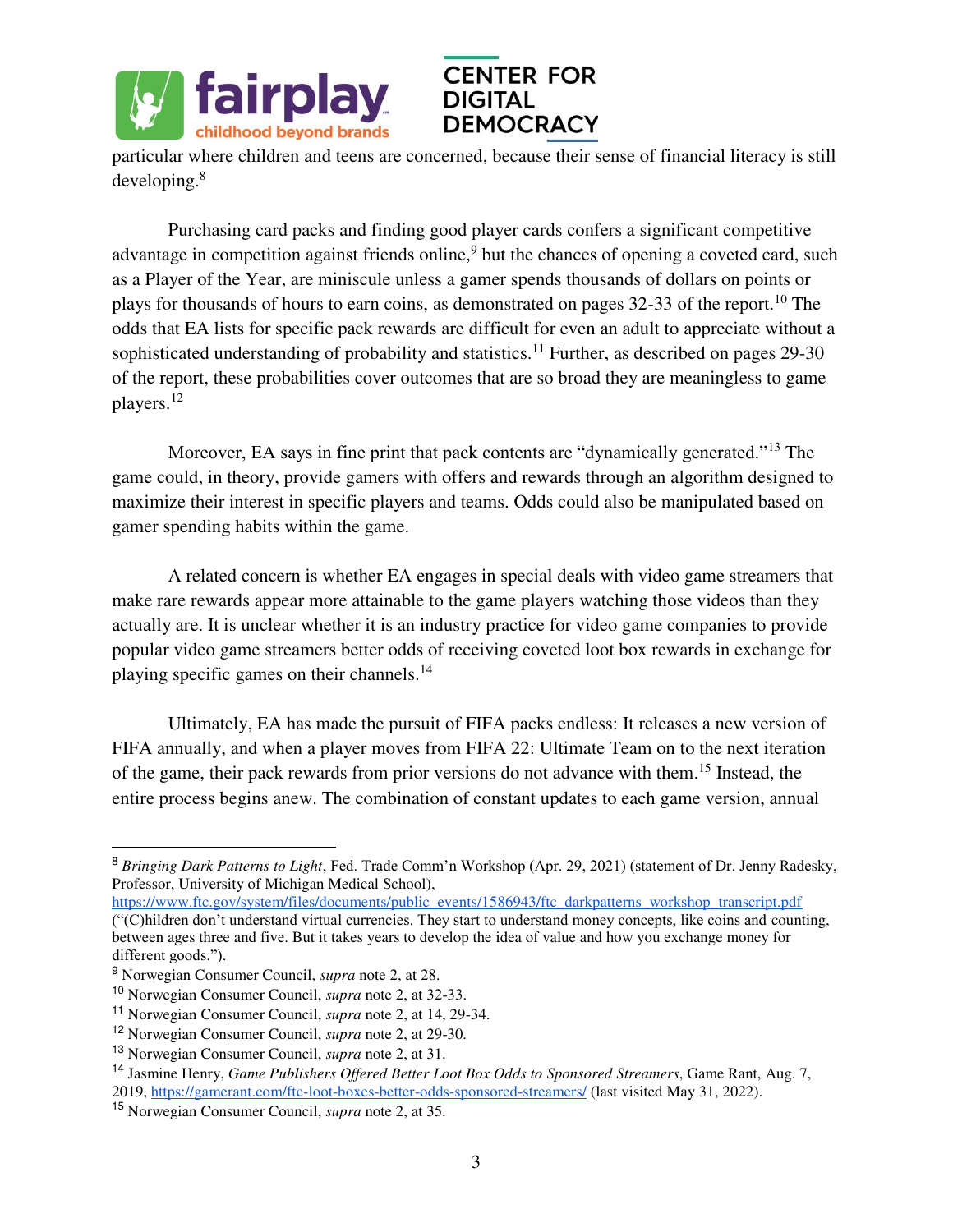particular where children and teens are concerned, because their sense of financial literacy is still developing.[8]

Purchasing card packs and finding good player cards confers a significant competitive advantage in competition against friends online,[9] but the chances of opening a coveted card, such as a Player of the Year, are miniscule unless a gamer spends thousands of dollars on points or plays for thousands of hours to earn coins, as demonstrated on pages 32-33 of the report.[10] The odds that EA lists for specific pack rewards are difficult for even an adult to appreciate without a sophisticated understanding of probability and statistics.[11] Further, as described on pages 29-30 of the report, these probabilities cover outcomes that are so broad they are meaningless to game players.[12]

Moreover, EA says in fine print that pack contents are "dynamically generated."[13] The game could, in theory, provide gamers with offers and rewards through an algorithm designed to maximize their interest in specific players and teams. Odds could also be manipulated based on gamer spending habits within the game.

A related concern is whether EA engages in special deals with video game streamers that make rare rewards appear more attainable to the game players watching those videos than they actually are. It is unclear whether it is an industry practice for video game companies to provide popular video game streamers better odds of receiving coveted loot box rewards in exchange for playing specific games on their channels.[14]

Ultimately, EA has made the pursuit of FIFA packs endless: It releases a new version of FIFA annually, and when a player moves from FIFA 22: Ultimate Team on to the next iteration of the game, their pack rewards from prior versions do not advance with them.[15] Instead, the entire process begins anew. The combination of constant updates to each game version, annual

---

[8] *Bringing Dark Patterns to Light*, Fed. Trade Comm'n Workshop (Apr. 29, 2021) (statement of Dr. Jenny Radesky, Professor, University of Michigan Medical School), https://www.ftc.gov/system/files/documents/public_events/1586943/ftc_darkpatterns_workshop_transcript.pdf ("(C)hildren don't understand virtual currencies. They start to understand money concepts, like coins and counting, between ages three and five. But it takes years to develop the idea of value and how you exchange money for different goods.").

[9] Norwegian Consumer Council, *supra* note 2, at 28.

[10] Norwegian Consumer Council, *supra* note 2, at 32-33.

[11] Norwegian Consumer Council, *supra* note 2, at 14, 29-34.

[12] Norwegian Consumer Council, *supra* note 2, at 29-30.

[13] Norwegian Consumer Council, *supra* note 2, at 31.

[14] Jasmine Henry, *Game Publishers Offered Better Loot Box Odds to Sponsored Streamers*, Game Rant, Aug. 7, 2019, https://gamerant.com/ftc-loot-boxes-better-odds-sponsored-streamers/ (last visited May 31, 2022).

[15] Norwegian Consumer Council, *supra* note 2, at 35.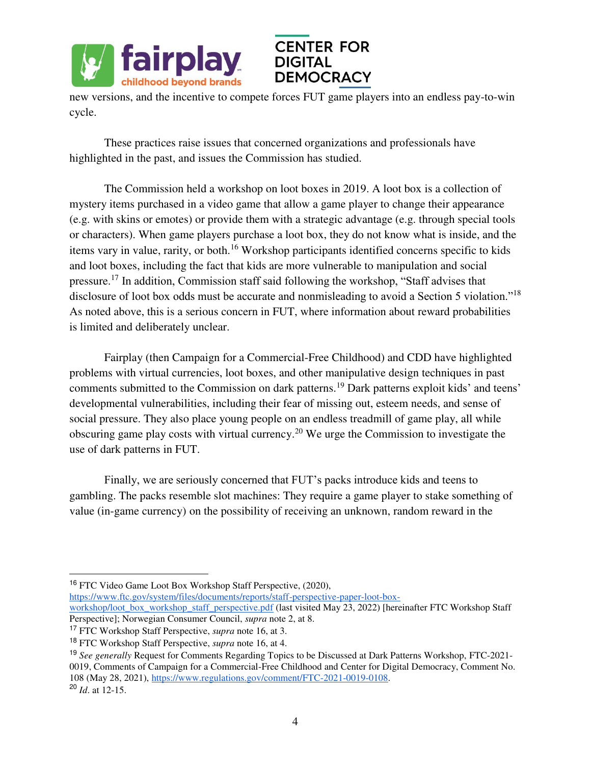new versions, and the incentive to compete forces FUT game players into an endless pay-to-win cycle.

These practices raise issues that concerned organizations and professionals have highlighted in the past, and issues the Commission has studied.

The Commission held a workshop on loot boxes in 2019. A loot box is a collection of mystery items purchased in a video game that allow a game player to change their appearance (e.g. with skins or emotes) or provide them with a strategic advantage (e.g. through special tools or characters). When game players purchase a loot box, they do not know what is inside, and the items vary in value, rarity, or both.[16] Workshop participants identified concerns specific to kids and loot boxes, including the fact that kids are more vulnerable to manipulation and social pressure.[17] In addition, Commission staff said following the workshop, "Staff advises that disclosure of loot box odds must be accurate and nonmisleading to avoid a Section 5 violation."[18] As noted above, this is a serious concern in FUT, where information about reward probabilities is limited and deliberately unclear.

Fairplay (then Campaign for a Commercial-Free Childhood) and CDD have highlighted problems with virtual currencies, loot boxes, and other manipulative design techniques in past comments submitted to the Commission on dark patterns.[19] Dark patterns exploit kids' and teens' developmental vulnerabilities, including their fear of missing out, esteem needs, and sense of social pressure. They also place young people on an endless treadmill of game play, all while obscuring game play costs with virtual currency.[20] We urge the Commission to investigate the use of dark patterns in FUT.

Finally, we are seriously concerned that FUT's packs introduce kids and teens to gambling. The packs resemble slot machines: They require a game player to stake something of value (in-game currency) on the possibility of receiving an unknown, random reward in the

---

[16] FTC Video Game Loot Box Workshop Staff Perspective, (2020), https://www.ftc.gov/system/files/documents/reports/staff-perspective-paper-loot-box-workshop/loot_box_workshop_staff_perspective.pdf (last visited May 23, 2022) [hereinafter FTC Workshop Staff Perspective]; Norwegian Consumer Council, *supra* note 2, at 8.

[17] FTC Workshop Staff Perspective, *supra* note 16, at 3.

[18] FTC Workshop Staff Perspective, *supra* note 16, at 4.

[19] *See generally* Request for Comments Regarding Topics to be Discussed at Dark Patterns Workshop, FTC-2021-0019, Comments of Campaign for a Commercial-Free Childhood and Center for Digital Democracy, Comment No. 108 (May 28, 2021), https://www.regulations.gov/comment/FTC-2021-0019-0108.

[20] *Id*. at 12-15.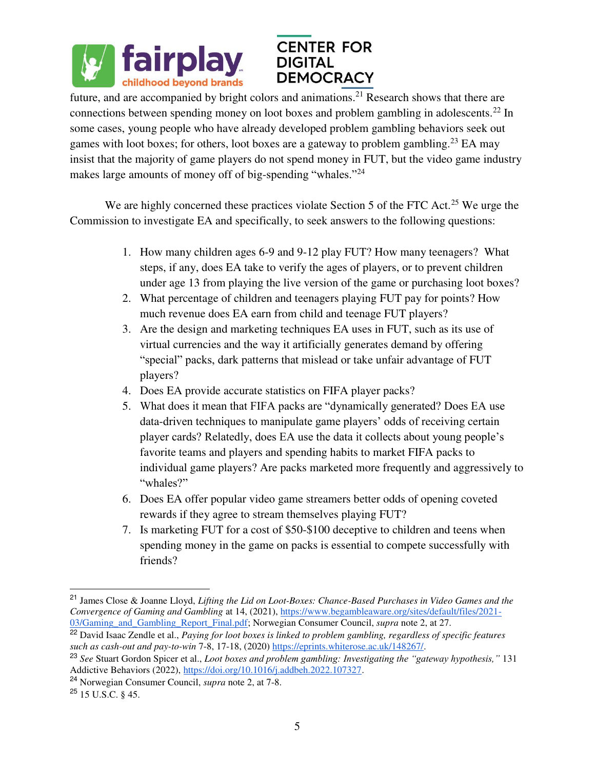future, and are accompanied by bright colors and animations.[21] Research shows that there are connections between spending money on loot boxes and problem gambling in adolescents.[22] In some cases, young people who have already developed problem gambling behaviors seek out games with loot boxes; for others, loot boxes are a gateway to problem gambling.[23] EA may insist that the majority of game players do not spend money in FUT, but the video game industry makes large amounts of money off of big-spending "whales."[24]

We are highly concerned these practices violate Section 5 of the FTC Act.[25] We urge the Commission to investigate EA and specifically, to seek answers to the following questions:

1. How many children ages 6-9 and 9-12 play FUT? How many teenagers? What steps, if any, does EA take to verify the ages of players, or to prevent children under age 13 from playing the live version of the game or purchasing loot boxes?
2. What percentage of children and teenagers playing FUT pay for points? How much revenue does EA earn from child and teenage FUT players?
3. Are the design and marketing techniques EA uses in FUT, such as its use of virtual currencies and the way it artificially generates demand by offering "special" packs, dark patterns that mislead or take unfair advantage of FUT players?
4. Does EA provide accurate statistics on FIFA player packs?
5. What does it mean that FIFA packs are "dynamically generated? Does EA use data-driven techniques to manipulate game players' odds of receiving certain player cards? Relatedly, does EA use the data it collects about young people's favorite teams and players and spending habits to market FIFA packs to individual game players? Are packs marketed more frequently and aggressively to "whales?"
6. Does EA offer popular video game streamers better odds of opening coveted rewards if they agree to stream themselves playing FUT?
7. Is marketing FUT for a cost of $50-$100 deceptive to children and teens when spending money in the game on packs is essential to compete successfully with friends?

---

[21] James Close & Joanne Lloyd, *Lifting the Lid on Loot-Boxes: Chance-Based Purchases in Video Games and the Convergence of Gaming and Gambling* at 14, (2021), https://www.begambleaware.org/sites/default/files/2021-03/Gaming_and_Gambling_Report_Final.pdf; Norwegian Consumer Council, *supra* note 2, at 27.

[22] David Isaac Zendle et al., *Paying for loot boxes is linked to problem gambling, regardless of specific features such as cash-out and pay-to-win* 7-8, 17-18, (2020) https://eprints.whiterose.ac.uk/148267/.

[23] *See* Stuart Gordon Spicer et al., *Loot boxes and problem gambling: Investigating the "gateway hypothesis,"* 131 Addictive Behaviors (2022), https://doi.org/10.1016/j.addbeh.2022.107327.

[24] Norwegian Consumer Council, *supra* note 2, at 7-8.

[25] 15 U.S.C. § 45.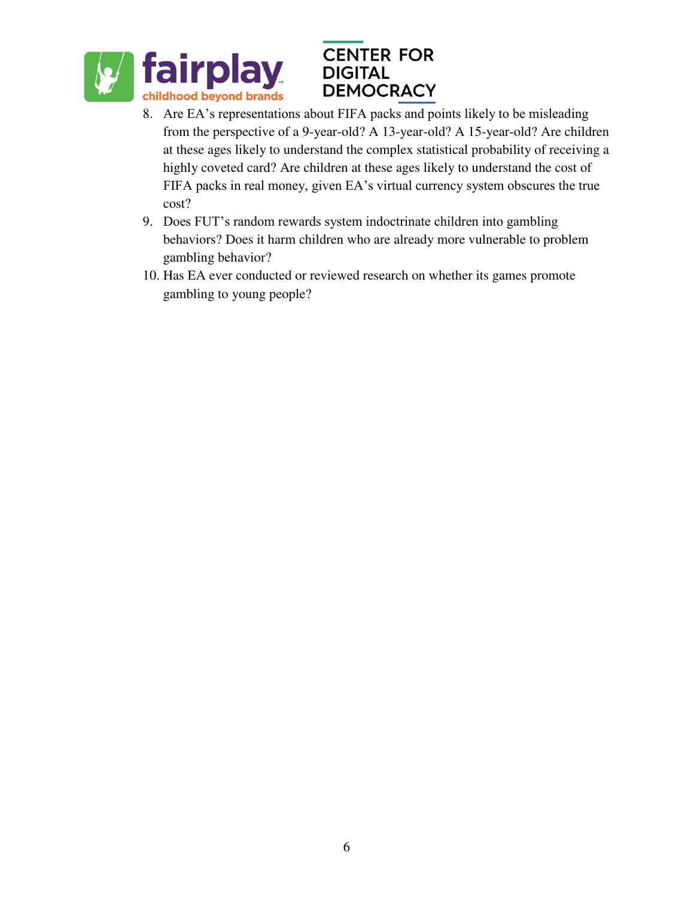8. Are EA's representations about FIFA packs and points likely to be misleading from the perspective of a 9-year-old? A 13-year-old? A 15-year-old? Are children at these ages likely to understand the complex statistical probability of receiving a highly coveted card? Are children at these ages likely to understand the cost of FIFA packs in real money, given EA's virtual currency system obscures the true cost?
9. Does FUT's random rewards system indoctrinate children into gambling behaviors? Does it harm children who are already more vulnerable to problem gambling behavior?
10. Has EA ever conducted or reviewed research on whether its games promote gambling to young people?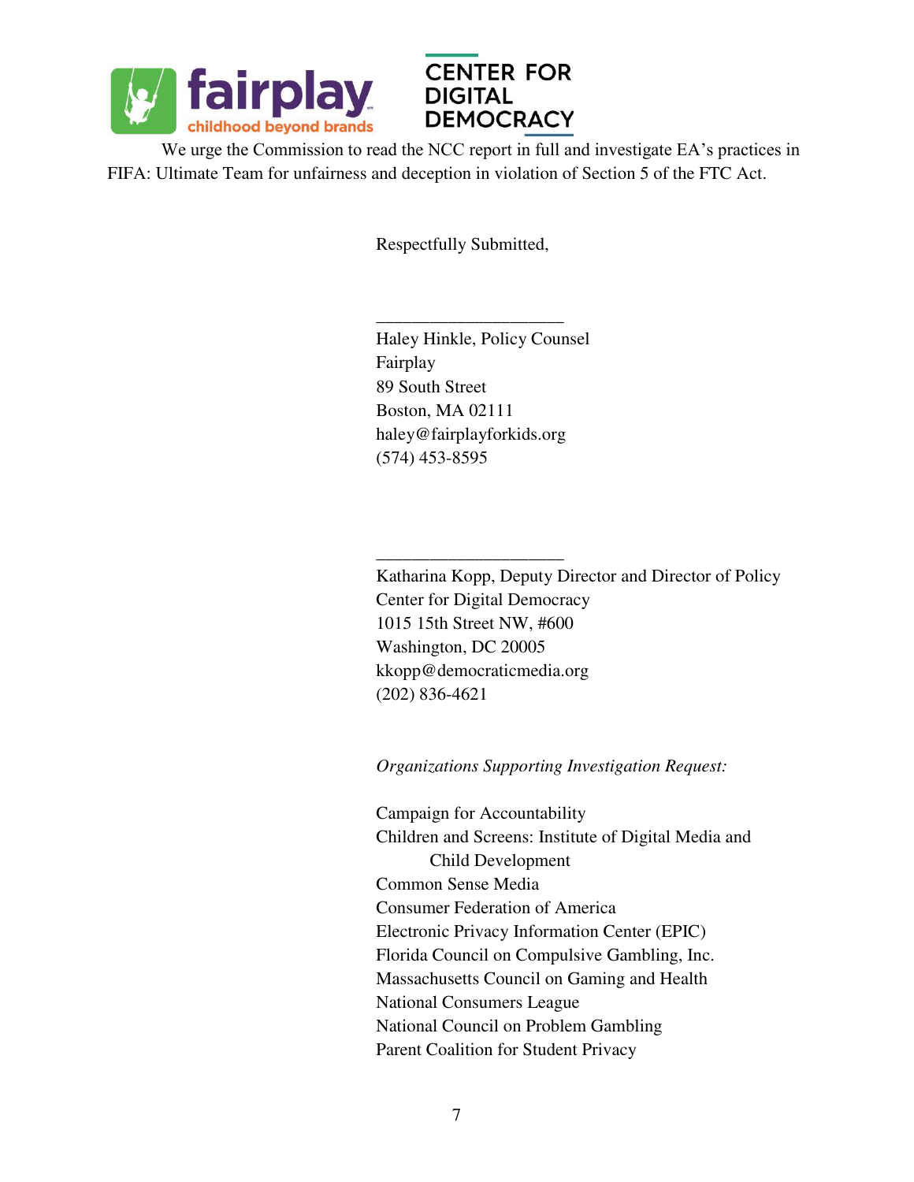We urge the Commission to read the NCC report in full and investigate EA's practices in FIFA: Ultimate Team for unfairness and deception in violation of Section 5 of the FTC Act.

Respectfully Submitted,

\_\_\_\_\_\_\_\_\_\_\_\_\_\_\_\_\_\_\_\_\_

Haley Hinkle, Policy Counsel
Fairplay
89 South Street
Boston, MA 02111
haley@fairplayforkids.org
(574) 453-8595

\_\_\_\_\_\_\_\_\_\_\_\_\_\_\_\_\_\_\_\_\_

Katharina Kopp, Deputy Director and Director of Policy
Center for Digital Democracy
1015 15th Street NW, #600
Washington, DC 20005
kkopp@democraticmedia.org
(202) 836-4621

*Organizations Supporting Investigation Request:*

Campaign for Accountability
Children and Screens: Institute of Digital Media and Child Development
Common Sense Media
Consumer Federation of America
Electronic Privacy Information Center (EPIC)
Florida Council on Compulsive Gambling, Inc.
Massachusetts Council on Gaming and Health
National Consumers League
National Council on Problem Gambling
Parent Coalition for Student Privacy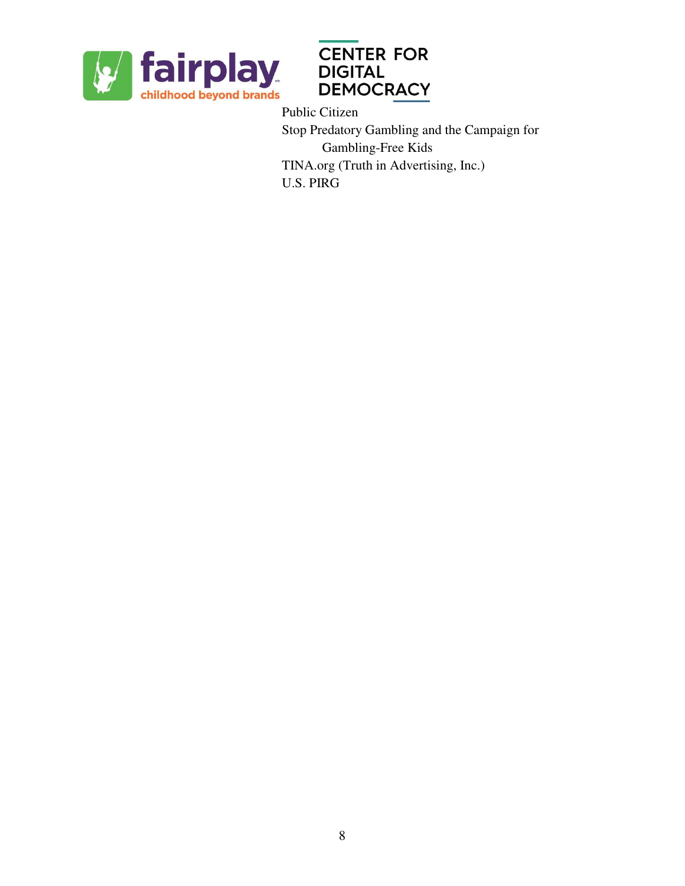fairplay
childhood beyond brands

CENTER FOR DIGITAL DEMOCRACY

Public Citizen
Stop Predatory Gambling and the Campaign for Gambling-Free Kids
TINA.org (Truth in Advertising, Inc.)
U.S. PIRG